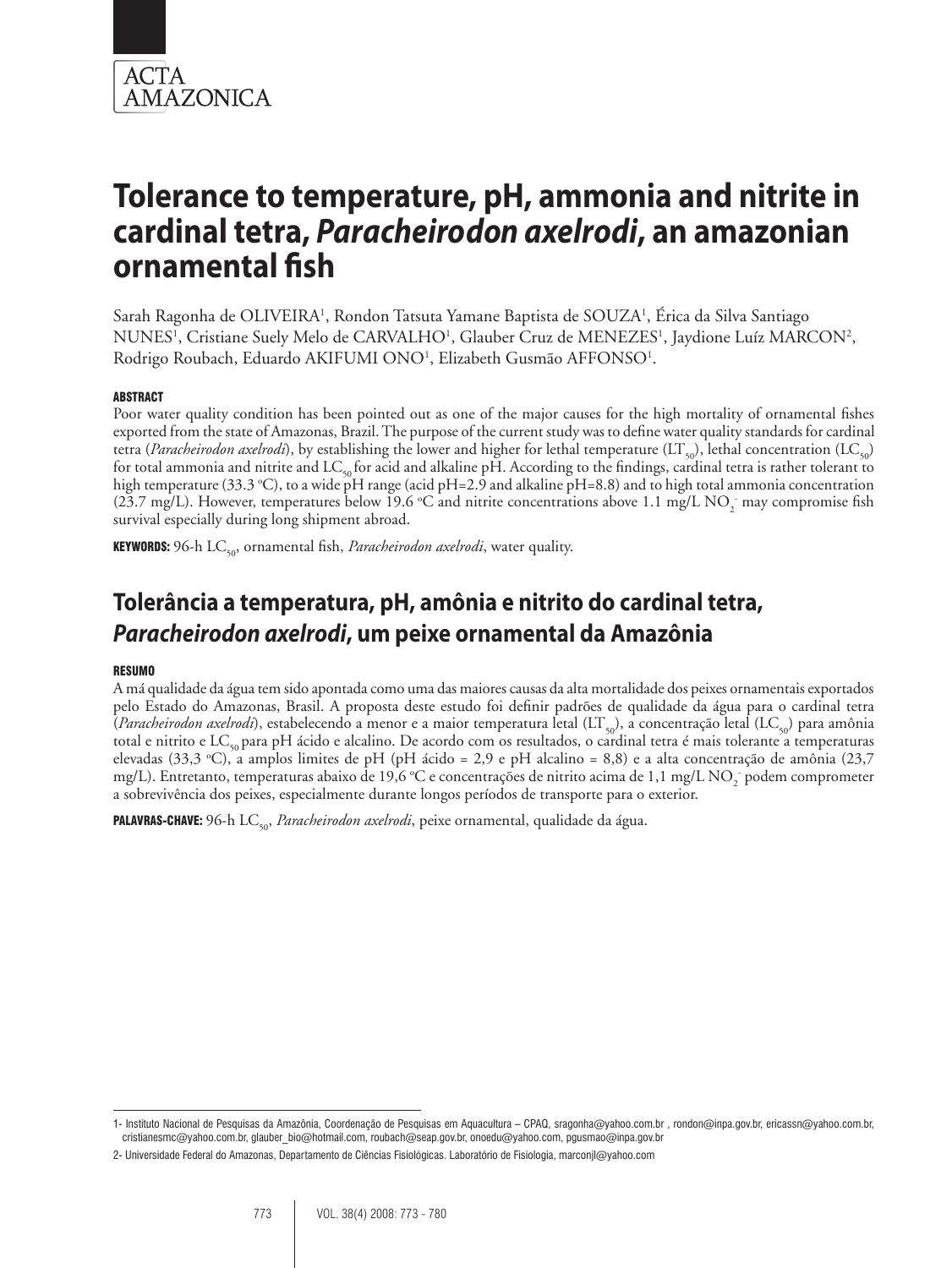ACTA AMAZONICA

# Tolerance to temperature, pH, ammonia and nitrite in cardinal tetra, *Paracheirodon axelrodi*, an amazonian ornamental fish

Sarah Ragonha de OLIVEIRA[1], Rondon Tatsuta Yamane Baptista de SOUZA[1], Érica da Silva Santiago NUNES[1], Cristiane Suely Melo de CARVALHO[1], Glauber Cruz de MENEZES[1], Jaydione Luíz MARCON[2], Rodrigo Roubach, Eduardo AKIFUMI ONO[1], Elizabeth Gusmão AFFONSO[1].

#### ABSTRACT

Poor water quality condition has been pointed out as one of the major causes for the high mortality of ornamental fishes exported from the state of Amazonas, Brazil. The purpose of the current study was to define water quality standards for cardinal tetra (*Paracheirodon axelrodi*), by establishing the lower and higher for lethal temperature ($LT_{50}$), lethal concentration ($LC_{50}$) for total ammonia and nitrite and $LC_{50}$ for acid and alkaline pH. According to the findings, cardinal tetra is rather tolerant to high temperature (33.3 ºC), to a wide pH range (acid pH=2.9 and alkaline pH=8.8) and to high total ammonia concentration (23.7 mg/L). However, temperatures below 19.6 ºC and nitrite concentrations above 1.1 mg/L $NO_2^-$ may compromise fish survival especially during long shipment abroad.

**KEYWORDS:** 96-h $LC_{50}$, ornamental fish, *Paracheirodon axelrodi*, water quality.

## Tolerância a temperatura, pH, amônia e nitrito do cardinal tetra, *Paracheirodon axelrodi*, um peixe ornamental da Amazônia

#### RESUMO

A má qualidade da água tem sido apontada como uma das maiores causas da alta mortalidade dos peixes ornamentais exportados pelo Estado do Amazonas, Brasil. A proposta deste estudo foi definir padrões de qualidade da água para o cardinal tetra (*Paracheirodon axelrodi*), estabelecendo a menor e a maior temperatura letal ($LT_{50}$), a concentração letal ($LC_{50}$) para amônia total e nitrito e $LC_{50}$ para pH ácido e alcalino. De acordo com os resultados, o cardinal tetra é mais tolerante a temperaturas elevadas (33,3 ºC), a amplos limites de pH (pH ácido = 2,9 e pH alcalino = 8,8) e a alta concentração de amônia (23,7 mg/L). Entretanto, temperaturas abaixo de 19,6 ºC e concentrações de nitrito acima de 1,1 mg/L $NO_2^-$ podem comprometer a sobrevivência dos peixes, especialmente durante longos períodos de transporte para o exterior.

**PALAVRAS-CHAVE:** 96-h $LC_{50}$, *Paracheirodon axelrodi*, peixe ornamental, qualidade da água.

---

1- Instituto Nacional de Pesquisas da Amazônia, Coordenação de Pesquisas em Aquacultura – CPAQ, sragonha@yahoo.com.br , rondon@inpa.gov.br, ericassn@yahoo.com.br, cristianesmc@yahoo.com.br, glauber_bio@hotmail.com, roubach@seap.gov.br, onoedu@yahoo.com, pgusmao@inpa.gov.br

2- Universidade Federal do Amazonas, Departamento de Ciências Fisiológicas. Laboratório de Fisiologia, marconjl@yahoo.com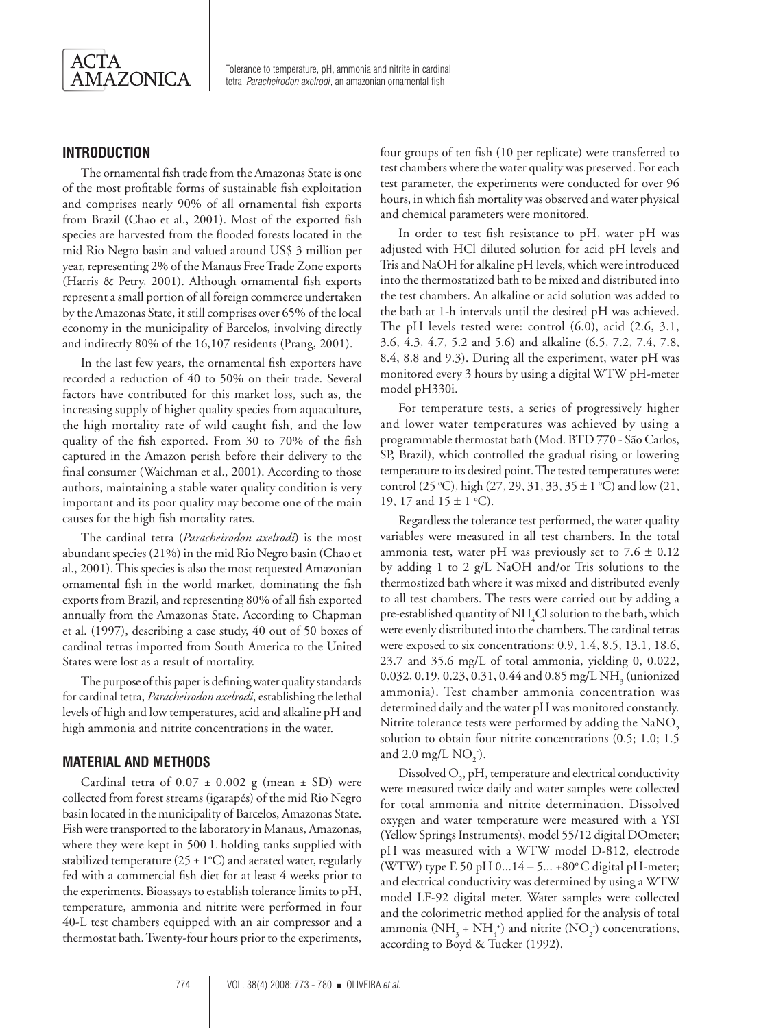## INTRODUCTION

The ornamental fish trade from the Amazonas State is one of the most profitable forms of sustainable fish exploitation and comprises nearly 90% of all ornamental fish exports from Brazil (Chao et al., 2001). Most of the exported fish species are harvested from the flooded forests located in the mid Rio Negro basin and valued around US$ 3 million per year, representing 2% of the Manaus Free Trade Zone exports (Harris & Petry, 2001). Although ornamental fish exports represent a small portion of all foreign commerce undertaken by the Amazonas State, it still comprises over 65% of the local economy in the municipality of Barcelos, involving directly and indirectly 80% of the 16,107 residents (Prang, 2001).

In the last few years, the ornamental fish exporters have recorded a reduction of 40 to 50% on their trade. Several factors have contributed for this market loss, such as, the increasing supply of higher quality species from aquaculture, the high mortality rate of wild caught fish, and the low quality of the fish exported. From 30 to 70% of the fish captured in the Amazon perish before their delivery to the final consumer (Waichman et al., 2001). According to those authors, maintaining a stable water quality condition is very important and its poor quality may become one of the main causes for the high fish mortality rates.

The cardinal tetra (*Paracheirodon axelrodi*) is the most abundant species (21%) in the mid Rio Negro basin (Chao et al., 2001). This species is also the most requested Amazonian ornamental fish in the world market, dominating the fish exports from Brazil, and representing 80% of all fish exported annually from the Amazonas State. According to Chapman et al. (1997), describing a case study, 40 out of 50 boxes of cardinal tetras imported from South America to the United States were lost as a result of mortality.

The purpose of this paper is defining water quality standards for cardinal tetra, *Paracheirodon axelrodi*, establishing the lethal levels of high and low temperatures, acid and alkaline pH and high ammonia and nitrite concentrations in the water.

## MATERIAL AND METHODS

Cardinal tetra of $0.07 \pm 0.002$ g (mean ± SD) were collected from forest streams (igarapés) of the mid Rio Negro basin located in the municipality of Barcelos, Amazonas State. Fish were transported to the laboratory in Manaus, Amazonas, where they were kept in 500 L holding tanks supplied with stabilized temperature ($25 \pm 1$°C) and aerated water, regularly fed with a commercial fish diet for at least 4 weeks prior to the experiments. Bioassays to establish tolerance limits to pH, temperature, ammonia and nitrite were performed in four 40-L test chambers equipped with an air compressor and a thermostat bath. Twenty-four hours prior to the experiments, four groups of ten fish (10 per replicate) were transferred to test chambers where the water quality was preserved. For each test parameter, the experiments were conducted for over 96 hours, in which fish mortality was observed and water physical and chemical parameters were monitored.

In order to test fish resistance to pH, water pH was adjusted with HCl diluted solution for acid pH levels and Tris and NaOH for alkaline pH levels, which were introduced into the thermostatized bath to be mixed and distributed into the test chambers. An alkaline or acid solution was added to the bath at 1-h intervals until the desired pH was achieved. The pH levels tested were: control (6.0), acid (2.6, 3.1, 3.6, 4.3, 4.7, 5.2 and 5.6) and alkaline (6.5, 7.2, 7.4, 7.8, 8.4, 8.8 and 9.3). During all the experiment, water pH was monitored every 3 hours by using a digital WTW pH-meter model pH330i.

For temperature tests, a series of progressively higher and lower water temperatures was achieved by using a programmable thermostat bath (Mod. BTD 770 - São Carlos, SP, Brazil), which controlled the gradual rising or lowering temperature to its desired point. The tested temperatures were: control (25 °C), high (27, 29, 31, 33, 35 ± 1 °C) and low (21, 19, 17 and 15 ± 1 °C).

Regardless the tolerance test performed, the water quality variables were measured in all test chambers. In the total ammonia test, water pH was previously set to $7.6 \pm 0.12$ by adding 1 to 2 g/L NaOH and/or Tris solutions to the thermostized bath where it was mixed and distributed evenly to all test chambers. The tests were carried out by adding a pre-established quantity of $NH_4Cl$ solution to the bath, which were evenly distributed into the chambers. The cardinal tetras were exposed to six concentrations: 0.9, 1.4, 8.5, 13.1, 18.6, 23.7 and 35.6 mg/L of total ammonia, yielding 0, 0.022, 0.032, 0.19, 0.23, 0.31, 0.44 and 0.85 mg/L $NH_3$ (unionized ammonia). Test chamber ammonia concentration was determined daily and the water pH was monitored constantly. Nitrite tolerance tests were performed by adding the $NaNO_2$ solution to obtain four nitrite concentrations (0.5; 1.0; 1.5 and 2.0 mg/L $NO_2^-$).

Dissolved $O_2$, pH, temperature and electrical conductivity were measured twice daily and water samples were collected for total ammonia and nitrite determination. Dissolved oxygen and water temperature were measured with a YSI (Yellow Springs Instruments), model 55/12 digital DOmeter; pH was measured with a WTW model D-812, electrode (WTW) type E 50 pH 0...14 – 5... +80° C digital pH-meter; and electrical conductivity was determined by using a WTW model LF-92 digital meter. Water samples were collected and the colorimetric method applied for the analysis of total ammonia ($NH_3$ + $NH_4^+$) and nitrite ($NO_2^-$) concentrations, according to Boyd & Tucker (1992).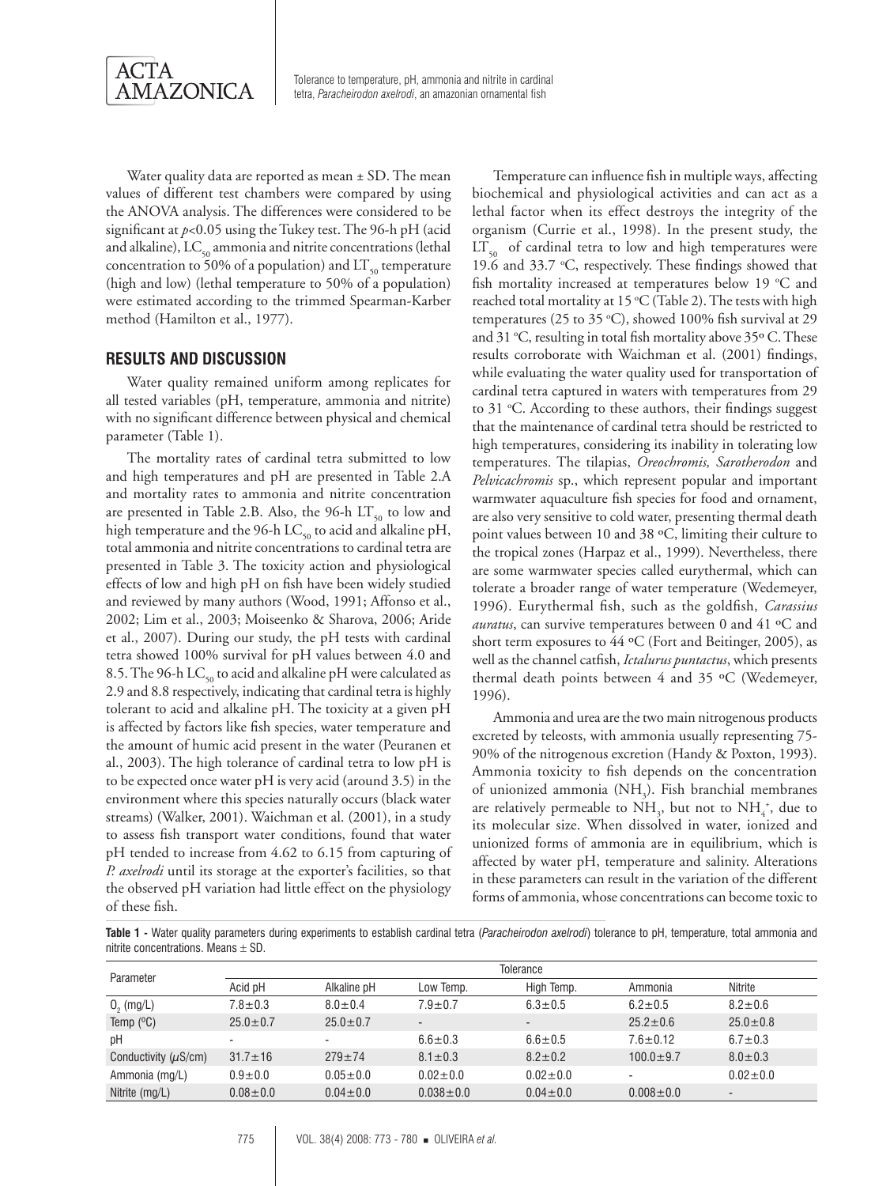Water quality data are reported as mean ± SD. The mean values of different test chambers were compared by using the ANOVA analysis. The differences were considered to be significant at $p$<0.05 using the Tukey test. The 96-h pH (acid and alkaline), $LC_{50}$ ammonia and nitrite concentrations (lethal concentration to 50% of a population) and $LT_{50}$ temperature (high and low) (lethal temperature to 50% of a population) were estimated according to the trimmed Spearman-Karber method (Hamilton et al., 1977).

## RESULTS AND DISCUSSION

Water quality remained uniform among replicates for all tested variables (pH, temperature, ammonia and nitrite) with no significant difference between physical and chemical parameter (Table 1).

The mortality rates of cardinal tetra submitted to low and high temperatures and pH are presented in Table 2.A and mortality rates to ammonia and nitrite concentration are presented in Table 2.B. Also, the 96-h $LT_{50}$ to low and high temperature and the 96-h $LC_{50}$ to acid and alkaline pH, total ammonia and nitrite concentrations to cardinal tetra are presented in Table 3. The toxicity action and physiological effects of low and high pH on fish have been widely studied and reviewed by many authors (Wood, 1991; Affonso et al., 2002; Lim et al., 2003; Moiseenko & Sharova, 2006; Aride et al., 2007). During our study, the pH tests with cardinal tetra showed 100% survival for pH values between 4.0 and 8.5. The 96-h $LC_{50}$ to acid and alkaline pH were calculated as 2.9 and 8.8 respectively, indicating that cardinal tetra is highly tolerant to acid and alkaline pH. The toxicity at a given pH is affected by factors like fish species, water temperature and the amount of humic acid present in the water (Peuranen et al., 2003). The high tolerance of cardinal tetra to low pH is to be expected once water pH is very acid (around 3.5) in the environment where this species naturally occurs (black water streams) (Walker, 2001). Waichman et al. (2001), in a study to assess fish transport water conditions, found that water pH tended to increase from 4.62 to 6.15 from capturing of *P. axelrodi* until its storage at the exporter's facilities, so that the observed pH variation had little effect on the physiology of these fish.

Temperature can influence fish in multiple ways, affecting biochemical and physiological activities and can act as a lethal factor when its effect destroys the integrity of the organism (Currie et al., 1998). In the present study, the $LT_{50}$ of cardinal tetra to low and high temperatures were 19.6 and 33.7 °C, respectively. These findings showed that fish mortality increased at temperatures below 19 °C and reached total mortality at 15 °C (Table 2). The tests with high temperatures (25 to 35 °C), showed 100% fish survival at 29 and 31 °C, resulting in total fish mortality above 35º C. These results corroborate with Waichman et al. (2001) findings, while evaluating the water quality used for transportation of cardinal tetra captured in waters with temperatures from 29 to 31 °C. According to these authors, their findings suggest that the maintenance of cardinal tetra should be restricted to high temperatures, considering its inability in tolerating low temperatures. The tilapias, *Oreochromis, Sarotherodon* and *Pelvicachromis* sp., which represent popular and important warmwater aquaculture fish species for food and ornament, are also very sensitive to cold water, presenting thermal death point values between 10 and 38 ºC, limiting their culture to the tropical zones (Harpaz et al., 1999). Nevertheless, there are some warmwater species called eurythermal, which can tolerate a broader range of water temperature (Wedemeyer, 1996). Eurythermal fish, such as the goldfish, *Carassius auratus*, can survive temperatures between 0 and 41 ºC and short term exposures to 44 ºC (Fort and Beitinger, 2005), as well as the channel catfish, *Ictalurus puntactus*, which presents thermal death points between 4 and 35 ºC (Wedemeyer, 1996).

Ammonia and urea are the two main nitrogenous products excreted by teleosts, with ammonia usually representing 75-90% of the nitrogenous excretion (Handy & Poxton, 1993). Ammonia toxicity to fish depends on the concentration of unionized ammonia ($NH_3$). Fish branchial membranes are relatively permeable to $NH_3$, but not to $NH_4^+$, due to its molecular size. When dissolved in water, ionized and unionized forms of ammonia are in equilibrium, which is affected by water pH, temperature and salinity. Alterations in these parameters can result in the variation of the different forms of ammonia, whose concentrations can become toxic to

**Table 1 -** Water quality parameters during experiments to establish cardinal tetra (*Paracheirodon axelrodi*) tolerance to pH, temperature, total ammonia and nitrite concentrations. Means ± SD.

| Parameter | Tolerance | | | | | |
|---|---|---|---|---|---|---|
| | Acid pH | Alkaline pH | Low Temp. | High Temp. | Ammonia | Nitrite |
| $O_2$ (mg/L) | 7.8±0.3 | 8.0±0.4 | 7.9±0.7 | 6.3±0.5 | 6.2±0.5 | 8.2±0.6 |
| Temp (ºC) | 25.0±0.7 | 25.0±0.7 | - | - | 25.2±0.6 | 25.0±0.8 |
| pH | - | - | 6.6±0.3 | 6.6±0.5 | 7.6±0.12 | 6.7±0.3 |
| Conductivity ($\mu$S/cm) | 31.7±16 | 279±74 | 8.1±0.3 | 8.2±0.2 | 100.0±9.7 | 8.0±0.3 |
| Ammonia (mg/L) | 0.9±0.0 | 0.05±0.0 | 0.02±0.0 | 0.02±0.0 | - | 0.02±0.0 |
| Nitrite (mg/L) | 0.08±0.0 | 0.04±0.0 | 0.038±0.0 | 0.04±0.0 | 0.008±0.0 | - |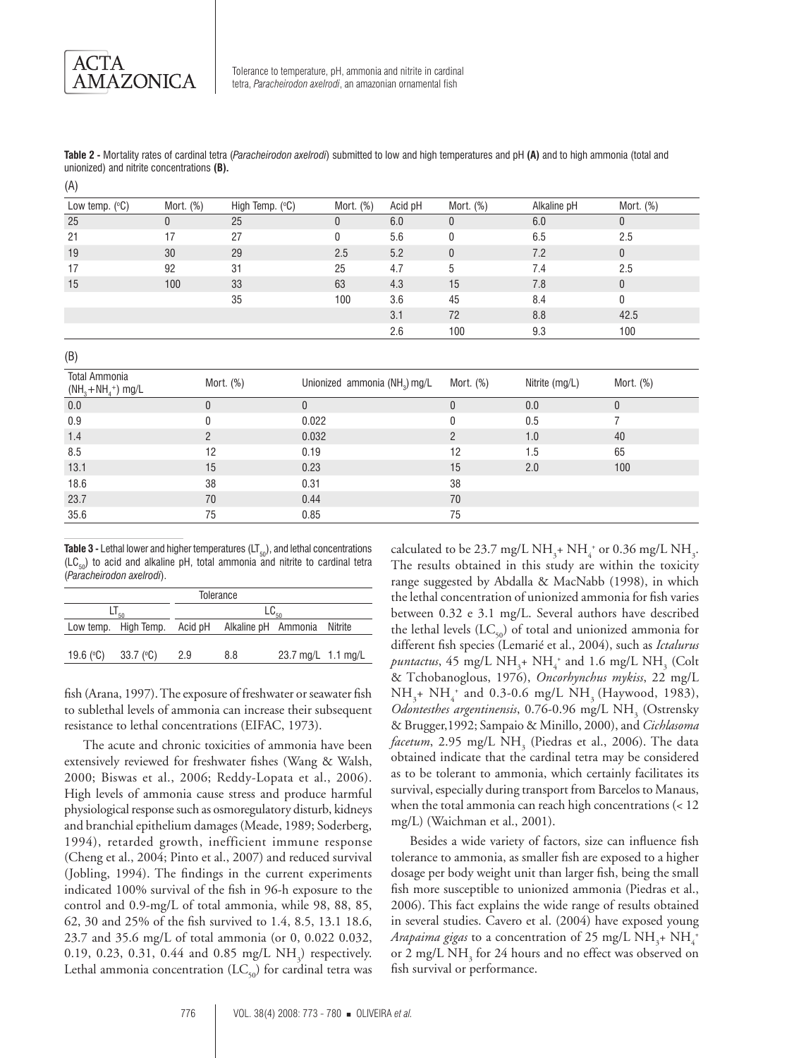**Table 2 -** Mortality rates of cardinal tetra (*Paracheirodon axelrodi*) submitted to low and high temperatures and pH **(A)** and to high ammonia (total and unionized) and nitrite concentrations **(B).**

(A)

| Low temp. (ºC) | Mort. (%) | High Temp. (ºC) | Mort. (%) | Acid pH | Mort. (%) | Alkaline pH | Mort. (%) |
|---|---|---|---|---|---|---|---|
| 25 | 0 | 25 | 0 | 6.0 | 0 | 6.0 | 0 |
| 21 | 17 | 27 | 0 | 5.6 | 0 | 6.5 | 2.5 |
| 19 | 30 | 29 | 2.5 | 5.2 | 0 | 7.2 | 0 |
| 17 | 92 | 31 | 25 | 4.7 | 5 | 7.4 | 2.5 |
| 15 | 100 | 33 | 63 | 4.3 | 15 | 7.8 | 0 |
| | | 35 | 100 | 3.6 | 45 | 8.4 | 0 |
| | | | | 3.1 | 72 | 8.8 | 42.5 |
| | | | | 2.6 | 100 | 9.3 | 100 |

(B)

| Total Ammonia ($NH_3+NH_4^+$) mg/L | Mort. (%) | Unionized ammonia ($NH_3$) mg/L | Mort. (%) | Nitrite (mg/L) | Mort. (%) |
|---|---|---|---|---|---|
| 0.0 | 0 | 0 | 0 | 0.0 | 0 |
| 0.9 | 0 | 0.022 | 0 | 0.5 | 7 |
| 1.4 | 2 | 0.032 | 2 | 1.0 | 40 |
| 8.5 | 12 | 0.19 | 12 | 1.5 | 65 |
| 13.1 | 15 | 0.23 | 15 | 2.0 | 100 |
| 18.6 | 38 | 0.31 | 38 | | |
| 23.7 | 70 | 0.44 | 70 | | |
| 35.6 | 75 | 0.85 | 75 | | |

**Table 3 -** Lethal lower and higher temperatures ($LT_{50}$), and lethal concentrations ($LC_{50}$) to acid and alkaline pH, total ammonia and nitrite to cardinal tetra (*Paracheirodon axelrodi*).

| Tolerance | | | | | |
|---|---|---|---|---|---|
| $LT_{50}$ | | $LC_{50}$ | | | |
| Low temp. | High Temp. | Acid pH | Alkaline pH | Ammonia | Nitrite |
| 19.6 (ºC) | 33.7 (ºC) | 2.9 | 8.8 | 23.7 mg/L | 1.1 mg/L |

fish (Arana, 1997). The exposure of freshwater or seawater fish to sublethal levels of ammonia can increase their subsequent resistance to lethal concentrations (EIFAC, 1973).

The acute and chronic toxicities of ammonia have been extensively reviewed for freshwater fishes (Wang & Walsh, 2000; Biswas et al., 2006; Reddy-Lopata et al., 2006). High levels of ammonia cause stress and produce harmful physiological response such as osmoregulatory disturb, kidneys and branchial epithelium damages (Meade, 1989; Soderberg, 1994), retarded growth, inefficient immune response (Cheng et al., 2004; Pinto et al., 2007) and reduced survival (Jobling, 1994). The findings in the current experiments indicated 100% survival of the fish in 96-h exposure to the control and 0.9-mg/L of total ammonia, while 98, 88, 85, 62, 30 and 25% of the fish survived to 1.4, 8.5, 13.1 18.6, 23.7 and 35.6 mg/L of total ammonia (or 0, 0.022 0.032, 0.19, 0.23, 0.31, 0.44 and 0.85 mg/L $NH_3$) respectively. Lethal ammonia concentration ($LC_{50}$) for cardinal tetra was calculated to be 23.7 mg/L $NH_3+NH_4^+$ or 0.36 mg/L $NH_3$. The results obtained in this study are within the toxicity range suggested by Abdalla & MacNabb (1998), in which the lethal concentration of unionized ammonia for fish varies between 0.32 e 3.1 mg/L. Several authors have described the lethal levels ($LC_{50}$) of total and unionized ammonia for different fish species (Lemarié et al., 2004), such as *Ictalurus puntactus*, 45 mg/L $NH_3+NH_4^+$ and 1.6 mg/L $NH_3$ (Colt & Tchobanoglous, 1976), *Oncorhynchus mykiss*, 22 mg/L $NH_3+NH_4^+$ and 0.3-0.6 mg/L $NH_3$ (Haywood, 1983), *Odontesthes argentinensis*, 0.76-0.96 mg/L $NH_3$ (Ostrensky & Brugger,1992; Sampaio & Minillo, 2000), and *Cichlasoma facetum*, 2.95 mg/L $NH_3$ (Piedras et al., 2006). The data obtained indicate that the cardinal tetra may be considered as to be tolerant to ammonia, which certainly facilitates its survival, especially during transport from Barcelos to Manaus, when the total ammonia can reach high concentrations (< 12 mg/L) (Waichman et al., 2001).

Besides a wide variety of factors, size can influence fish tolerance to ammonia, as smaller fish are exposed to a higher dosage per body weight unit than larger fish, being the small fish more susceptible to unionized ammonia (Piedras et al., 2006). This fact explains the wide range of results obtained in several studies. Cavero et al. (2004) have exposed young *Arapaima gigas* to a concentration of 25 mg/L $NH_3+NH_4^+$ or 2 mg/L $NH_3$ for 24 hours and no effect was observed on fish survival or performance.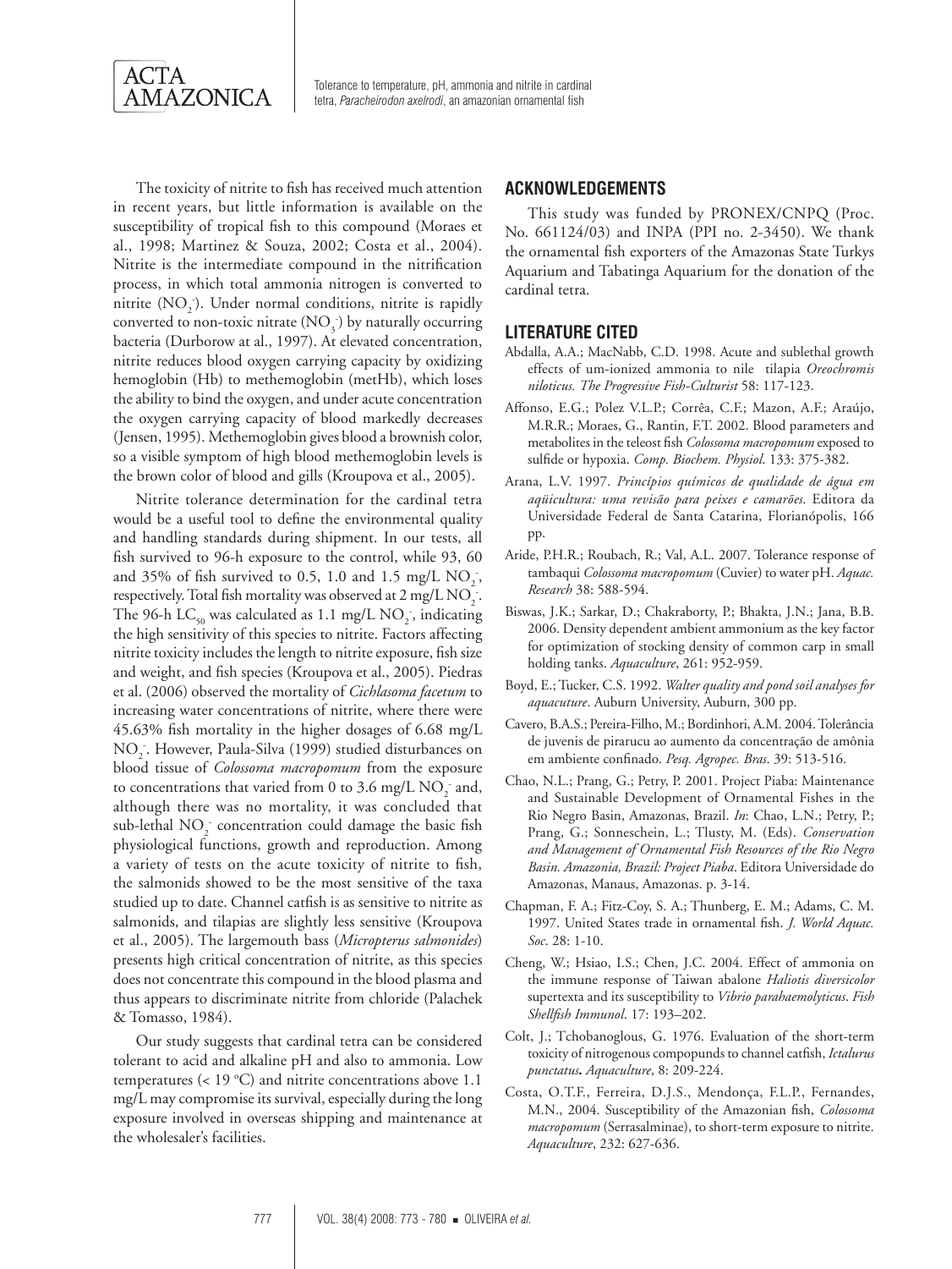The toxicity of nitrite to fish has received much attention in recent years, but little information is available on the susceptibility of tropical fish to this compound (Moraes et al., 1998; Martinez & Souza, 2002; Costa et al., 2004). Nitrite is the intermediate compound in the nitrification process, in which total ammonia nitrogen is converted to nitrite ($NO_2^-$). Under normal conditions, nitrite is rapidly converted to non-toxic nitrate ($NO_3^-$) by naturally occurring bacteria (Durborow at al., 1997). At elevated concentration, nitrite reduces blood oxygen carrying capacity by oxidizing hemoglobin (Hb) to methemoglobin (metHb), which loses the ability to bind the oxygen, and under acute concentration the oxygen carrying capacity of blood markedly decreases (Jensen, 1995). Methemoglobin gives blood a brownish color, so a visible symptom of high blood methemoglobin levels is the brown color of blood and gills (Kroupova et al., 2005).

Nitrite tolerance determination for the cardinal tetra would be a useful tool to define the environmental quality and handling standards during shipment. In our tests, all fish survived to 96-h exposure to the control, while 93, 60 and 35% of fish survived to 0.5, 1.0 and 1.5 mg/L $NO_2^-$, respectively. Total fish mortality was observed at 2 mg/L $NO_2^-$. The 96-h $LC_{50}$ was calculated as 1.1 mg/L $NO_2^-$, indicating the high sensitivity of this species to nitrite. Factors affecting nitrite toxicity includes the length to nitrite exposure, fish size and weight, and fish species (Kroupova et al., 2005). Piedras et al. (2006) observed the mortality of *Cichlasoma facetum* to increasing water concentrations of nitrite, where there were 45.63% fish mortality in the higher dosages of 6.68 mg/L $NO_2^-$. However, Paula-Silva (1999) studied disturbances on blood tissue of *Colossoma macropomum* from the exposure to concentrations that varied from 0 to 3.6 mg/L $NO_2^-$ and, although there was no mortality, it was concluded that sub-lethal $NO_2^-$ concentration could damage the basic fish physiological functions, growth and reproduction. Among a variety of tests on the acute toxicity of nitrite to fish, the salmonids showed to be the most sensitive of the taxa studied up to date. Channel catfish is as sensitive to nitrite as salmonids, and tilapias are slightly less sensitive (Kroupova et al., 2005). The largemouth bass (*Micropterus salmonides*) presents high critical concentration of nitrite, as this species does not concentrate this compound in the blood plasma and thus appears to discriminate nitrite from chloride (Palachek & Tomasso, 1984).

Our study suggests that cardinal tetra can be considered tolerant to acid and alkaline pH and also to ammonia. Low temperatures (< 19 °C) and nitrite concentrations above 1.1 mg/L may compromise its survival, especially during the long exposure involved in overseas shipping and maintenance at the wholesaler's facilities.

## ACKNOWLEDGEMENTS

This study was funded by PRONEX/CNPQ (Proc. No. 661124/03) and INPA (PPI no. 2-3450). We thank the ornamental fish exporters of the Amazonas State Turkys Aquarium and Tabatinga Aquarium for the donation of the cardinal tetra.

## LITERATURE CITED

Abdalla, A.A.; MacNabb, C.D. 1998. Acute and sublethal growth effects of um-ionized ammonia to nile tilapia *Oreochromis niloticus. The Progressive Fish-Culturist* 58: 117-123.

Affonso, E.G.; Polez V.L.P.; Corrêa, C.F.; Mazon, A.F.; Araújo, M.R.R.; Moraes, G., Rantin, F.T. 2002. Blood parameters and metabolites in the teleost fish *Colossoma macropomum* exposed to sulfide or hypoxia. *Comp. Biochem. Physiol*. 133: 375-382.

Arana, L.V. 1997. *Princípios químicos de qualidade de água em aqüicultura: uma revisão para peixes e camarões*. Editora da Universidade Federal de Santa Catarina, Florianópolis, 166 pp.

Aride, P.H.R.; Roubach, R.; Val, A.L. 2007. Tolerance response of tambaqui *Colossoma macropomum* (Cuvier) to water pH. *Aquac. Research* 38: 588-594.

Biswas, J.K.; Sarkar, D.; Chakraborty, P.; Bhakta, J.N.; Jana, B.B. 2006. Density dependent ambient ammonium as the key factor for optimization of stocking density of common carp in small holding tanks. *Aquaculture*, 261: 952-959.

Boyd, E.; Tucker, C.S. 1992. *Walter quality and pond soil analyses for aquacuture*. Auburn University, Auburn, 300 pp.

Cavero, B.A.S.; Pereira-Filho, M.; Bordinhori, A.M. 2004. Tolerância de juvenis de pirarucu ao aumento da concentração de amônia em ambiente confinado. *Pesq. Agropec. Bras*. 39: 513-516.

Chao, N.L.; Prang, G.; Petry, P. 2001. Project Piaba: Maintenance and Sustainable Development of Ornamental Fishes in the Rio Negro Basin, Amazonas, Brazil. *In*: Chao, L.N.; Petry, P.; Prang, G.; Sonneschein, L.; Tlusty, M. (Eds). *Conservation and Management of Ornamental Fish Resources of the Rio Negro Basin. Amazonia, Brazil: Project Piaba*. Editora Universidade do Amazonas, Manaus, Amazonas. p. 3-14.

Chapman, F. A.; Fitz-Coy, S. A.; Thunberg, E. M.; Adams, C. M. 1997. United States trade in ornamental fish. *J. World Aquac. Soc*. 28: 1-10.

Cheng, W.; Hsiao, I.S.; Chen, J.C. 2004. Effect of ammonia on the immune response of Taiwan abalone *Haliotis diversicolor* supertexta and its susceptibility to *Vibrio parahaemolyticus*. *Fish Shellfish Immunol*. 17: 193–202.

Colt, J.; Tchobanoglous, G. 1976. Evaluation of the short-term toxicity of nitrogenous compopunds to channel catfish, *Ictalurus punctatus***.** *Aquaculture*, 8: 209-224.

Costa, O.T.F., Ferreira, D.J.S., Mendonça, F.L.P., Fernandes, M.N., 2004. Susceptibility of the Amazonian fish, *Colossoma macropomum* (Serrasalminae), to short-term exposure to nitrite. *Aquaculture*, 232: 627-636.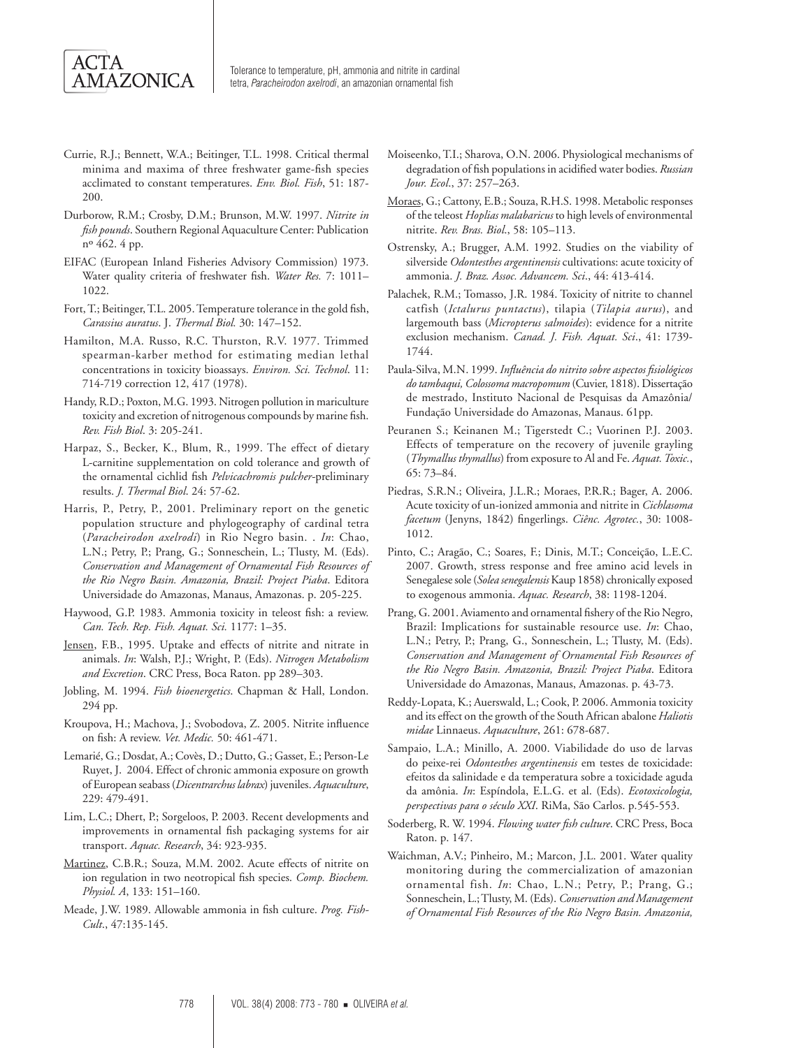Currie, R.J.; Bennett, W.A.; Beitinger, T.L. 1998. Critical thermal minima and maxima of three freshwater game-fish species acclimated to constant temperatures. *Env. Biol. Fish*, 51: 187-200.

Durborow, R.M.; Crosby, D.M.; Brunson, M.W. 1997. *Nitrite in fish pounds*. Southern Regional Aquaculture Center: Publication nº 462. 4 pp.

EIFAC (European Inland Fisheries Advisory Commission) 1973. Water quality criteria of freshwater fish. *Water Res.* 7: 1011–1022.

Fort, T.; Beitinger, T.L. 2005. Temperature tolerance in the gold fish, *Carassius auratus*. J. *Thermal Biol.* 30: 147–152.

Hamilton, M.A. Russo, R.C. Thurston, R.V. 1977. Trimmed spearman-karber method for estimating median lethal concentrations in toxicity bioassays. *Environ. Sci. Technol*. 11: 714-719 correction 12, 417 (1978).

Handy, R.D.; Poxton, M.G. 1993. Nitrogen pollution in mariculture toxicity and excretion of nitrogenous compounds by marine fish. *Rev. Fish Biol*. 3: 205-241.

Harpaz, S., Becker, K., Blum, R., 1999. The effect of dietary L-carnitine supplementation on cold tolerance and growth of the ornamental cichlid fish *Pelvicachromis pulcher*-preliminary results. *J. Thermal Biol.* 24: 57-62.

Harris, P., Petry, P., 2001. Preliminary report on the genetic population structure and phylogeography of cardinal tetra (*Paracheirodon axelrodi*) in Rio Negro basin. . *In*: Chao, L.N.; Petry, P.; Prang, G.; Sonneschein, L.; Tlusty, M. (Eds). *Conservation and Management of Ornamental Fish Resources of the Rio Negro Basin. Amazonia, Brazil: Project Piaba*. Editora Universidade do Amazonas, Manaus, Amazonas. p. 205-225.

Haywood, G.P. 1983. Ammonia toxicity in teleost fish: a review. *Can. Tech. Rep. Fish. Aquat. Sci*. 1177: 1–35.

Jensen, F.B., 1995. Uptake and effects of nitrite and nitrate in animals. *In*: Walsh, P.J.; Wright, P. (Eds). *Nitrogen Metabolism and Excretion*. CRC Press, Boca Raton. pp 289–303.

Jobling, M. 1994. *Fish bioenergetics*. Chapman & Hall, London. 294 pp.

Kroupova, H.; Machova, J.; Svobodova, Z. 2005. Nitrite influence on fish: A review. *Vet. Medic.* 50: 461-471.

Lemarié, G.; Dosdat, A.; Covès, D.; Dutto, G.; Gasset, E.; Person-Le Ruyet, J. 2004. Effect of chronic ammonia exposure on growth of European seabass (*Dicentrarchus labrax*) juveniles. *Aquaculture*, 229: 479-491.

Lim, L.C.; Dhert, P.; Sorgeloos, P. 2003. Recent developments and improvements in ornamental fish packaging systems for air transport. *Aquac. Research*, 34: 923-935.

Martinez, C.B.R.; Souza, M.M. 2002. Acute effects of nitrite on ion regulation in two neotropical fish species. *Comp. Biochem. Physiol. A*, 133: 151–160.

Meade, J.W. 1989. Allowable ammonia in fish culture. *Prog. Fish-Cult*., 47:135-145.

Moiseenko, T.I.; Sharova, O.N. 2006. Physiological mechanisms of degradation of fish populations in acidified water bodies. *Russian Jour. Ecol*., 37: 257–263.

Moraes, G.; Cattony, E.B.; Souza, R.H.S. 1998. Metabolic responses of the teleost *Hoplias malabaricus* to high levels of environmental nitrite. *Rev. Bras. Biol*., 58: 105–113.

Ostrensky, A.; Brugger, A.M. 1992. Studies on the viability of silverside *Odontesthes argentinensis* cultivations: acute toxicity of ammonia. *J. Braz. Assoc. Advancem. Sci*., 44: 413-414.

Palachek, R.M.; Tomasso, J.R. 1984. Toxicity of nitrite to channel catfish (*Ictalurus puntactus*), tilapia (*Tilapia aurus*), and largemouth bass (*Micropterus salmoides*): evidence for a nitrite exclusion mechanism. *Canad. J. Fish. Aquat. Sci*., 41: 1739-1744.

Paula-Silva, M.N. 1999. *Influência do nitrito sobre aspectos fisiológicos do tambaqui, Colossoma macropomum* (Cuvier, 1818). Dissertação de mestrado, Instituto Nacional de Pesquisas da Amazônia/ Fundação Universidade do Amazonas, Manaus. 61pp.

Peuranen S.; Keinanen M.; Tigerstedt C.; Vuorinen P.J. 2003. Effects of temperature on the recovery of juvenile grayling (*Thymallus thymallus*) from exposure to Al and Fe. *Aquat. Toxic.*, 65: 73–84.

Piedras, S.R.N.; Oliveira, J.L.R.; Moraes, P.R.R.; Bager, A. 2006. Acute toxicity of un-ionized ammonia and nitrite in *Cichlasoma facetum* (Jenyns, 1842) fingerlings. *Ciênc. Agrotec.*, 30: 1008-1012.

Pinto, C.; Aragão, C.; Soares, F.; Dinis, M.T.; Conceição, L.E.C. 2007. Growth, stress response and free amino acid levels in Senegalese sole (*Solea senegalensis* Kaup 1858) chronically exposed to exogenous ammonia. *Aquac. Research*, 38: 1198-1204.

Prang, G. 2001. Aviamento and ornamental fishery of the Rio Negro, Brazil: Implications for sustainable resource use. *In*: Chao, L.N.; Petry, P.; Prang, G., Sonneschein, L.; Tlusty, M. (Eds). *Conservation and Management of Ornamental Fish Resources of the Rio Negro Basin. Amazonia, Brazil: Project Piaba*. Editora Universidade do Amazonas, Manaus, Amazonas. p. 43-73.

Reddy-Lopata, K.; Auerswald, L.; Cook, P. 2006. Ammonia toxicity and its effect on the growth of the South African abalone *Haliotis midae* Linnaeus. *Aquaculture*, 261: 678-687.

Sampaio, L.A.; Minillo, A. 2000. Viabilidade do uso de larvas do peixe-rei *Odontesthes argentinensis* em testes de toxicidade: efeitos da salinidade e da temperatura sobre a toxicidade aguda da amônia. *In*: Espíndola, E.L.G. et al. (Eds). *Ecotoxicologia, perspectivas para o século XXI*. RiMa, São Carlos. p.545-553.

Soderberg, R. W. 1994. *Flowing water fish culture*. CRC Press, Boca Raton. p. 147.

Waichman, A.V.; Pinheiro, M.; Marcon, J.L. 2001. Water quality monitoring during the commercialization of amazonian ornamental fish. *In*: Chao, L.N.; Petry, P.; Prang, G.; Sonneschein, L.; Tlusty, M. (Eds). *Conservation and Management of Ornamental Fish Resources of the Rio Negro Basin. Amazonia,*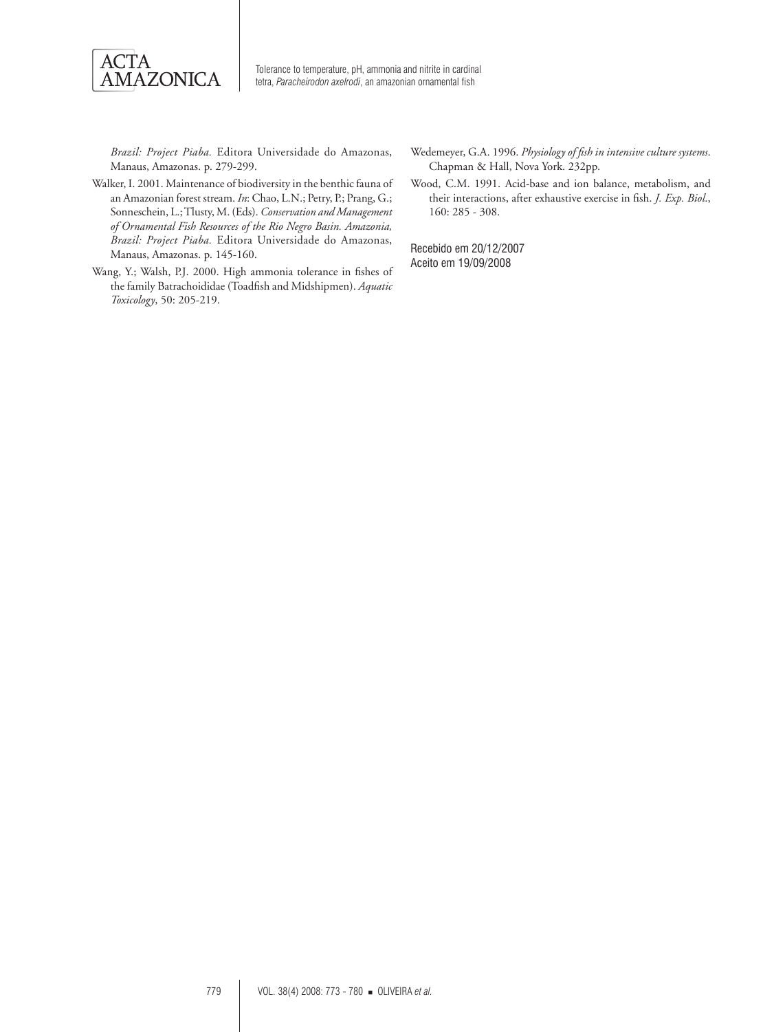*Brazil: Project Piaba.* Editora Universidade do Amazonas, Manaus, Amazonas. p. 279-299.

Walker, I. 2001. Maintenance of biodiversity in the benthic fauna of an Amazonian forest stream. *In*: Chao, L.N.; Petry, P.; Prang, G.; Sonneschein, L.; Tlusty, M. (Eds). *Conservation and Management of Ornamental Fish Resources of the Rio Negro Basin. Amazonia, Brazil: Project Piaba.* Editora Universidade do Amazonas, Manaus, Amazonas. p. 145-160.

Wang, Y.; Walsh, P.J. 2000. High ammonia tolerance in fishes of the family Batrachoididae (Toadfish and Midshipmen). *Aquatic Toxicology*, 50: 205-219.

Wedemeyer, G.A. 1996. *Physiology of fish in intensive culture systems*. Chapman & Hall, Nova York. 232pp.

Wood, C.M. 1991. Acid-base and ion balance, metabolism, and their interactions, after exhaustive exercise in fish. *J. Exp. Biol.*, 160: 285 - 308.

Recebido em 20/12/2007
Aceito em 19/09/2008